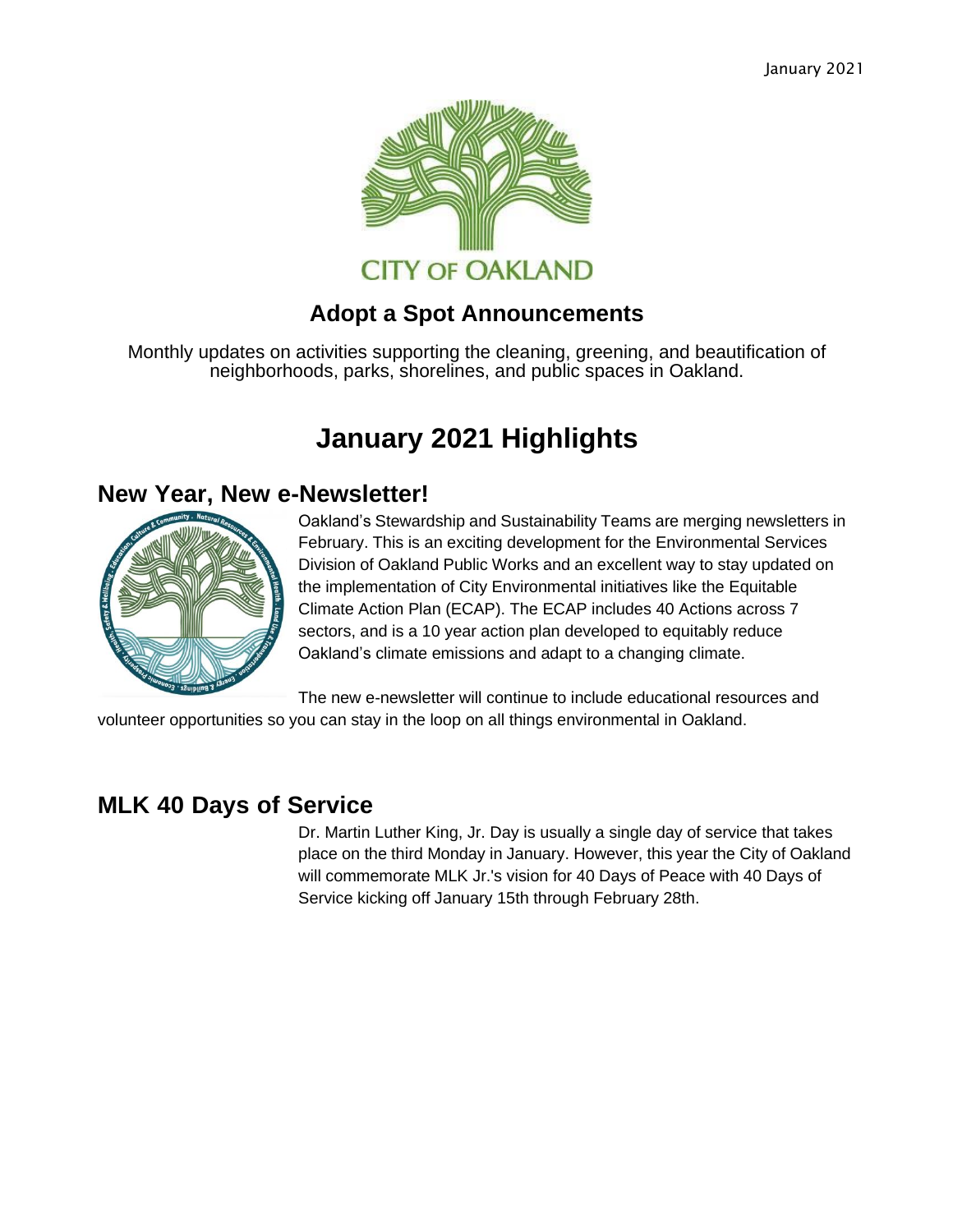January 2021

CITY OF OAKLAND

## Adopt a Spot Announcements

Monthly updates on activities supporting the cleaning, greening, and beautification of neighborhoods, parks, shorelines, and public spaces in Oakland.

# January 2021 Highlights

## New Year, New e-Newsletter!

Oakland's Stewardship and Sustainability Teams are merging newsletters in February. This is an exciting development for the Environmental Services Division of Oakland Public Works and an excellent way to stay updated on the implementation of City Environmental initiatives like the Equitable Climate Action Plan (ECAP). The ECAP includes 40 Actions across 7 sectors, and is a 10 year action plan developed to equitably reduce Oakland's climate emissions and adapt to a changing climate.

The new e-newsletter will continue to include educational resources and volunteer opportunities so you can stay in the loop on all things environmental in Oakland.

## MLK 40 Days of Service

Dr. Martin Luther King, Jr. Day is usually a single day of service that takes place on the third Monday in January. However, this year the City of Oakland will commemorate MLK Jr.'s vision for 40 Days of Peace with 40 Days of Service kicking off January 15th through February 28th.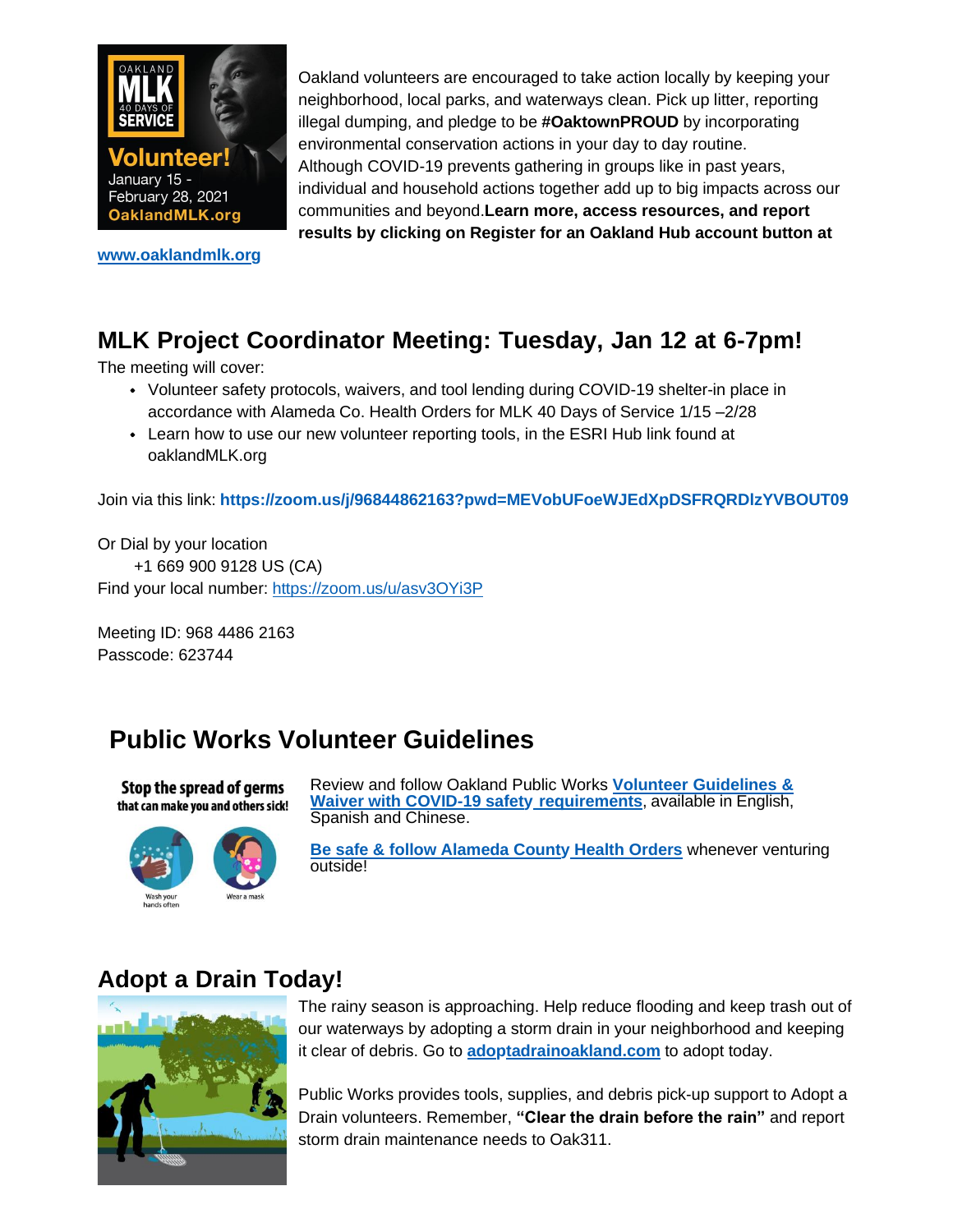Oakland volunteers are encouraged to take action locally by keeping your neighborhood, local parks, and waterways clean. Pick up litter, reporting illegal dumping, and pledge to be **#OaktownPROUD** by incorporating environmental conservation actions in your day to day routine. Although COVID-19 prevents gathering in groups like in past years, individual and household actions together add up to big impacts across our communities and beyond.**Learn more, access resources, and report results by clicking on Register for an Oakland Hub account button at**

**www.oaklandmlk.org**

## MLK Project Coordinator Meeting: Tuesday, Jan 12 at 6-7pm!

The meeting will cover:

- Volunteer safety protocols, waivers, and tool lending during COVID-19 shelter-in place in accordance with Alameda Co. Health Orders for MLK 40 Days of Service 1/15 –2/28
- Learn how to use our new volunteer reporting tools, in the ESRI Hub link found at oaklandMLK.org

Join via this link: **https://zoom.us/j/96844862163?pwd=MEVobUFoeWJEdXpDSFRQRDlzYVBOUT09**

Or Dial by your location
+1 669 900 9128 US (CA)
Find your local number: https://zoom.us/u/asv3OYi3P

Meeting ID: 968 4486 2163
Passcode: 623744

## Public Works Volunteer Guidelines

Review and follow Oakland Public Works **Volunteer Guidelines & Waiver with COVID-19 safety requirements**, available in English, Spanish and Chinese.

**Be safe & follow Alameda County Health Orders** whenever venturing outside!

## Adopt a Drain Today!

The rainy season is approaching. Help reduce flooding and keep trash out of our waterways by adopting a storm drain in your neighborhood and keeping it clear of debris. Go to **adoptadrainoakland.com** to adopt today.

Public Works provides tools, supplies, and debris pick-up support to Adopt a Drain volunteers. Remember, **"Clear the drain before the rain"** and report storm drain maintenance needs to Oak311.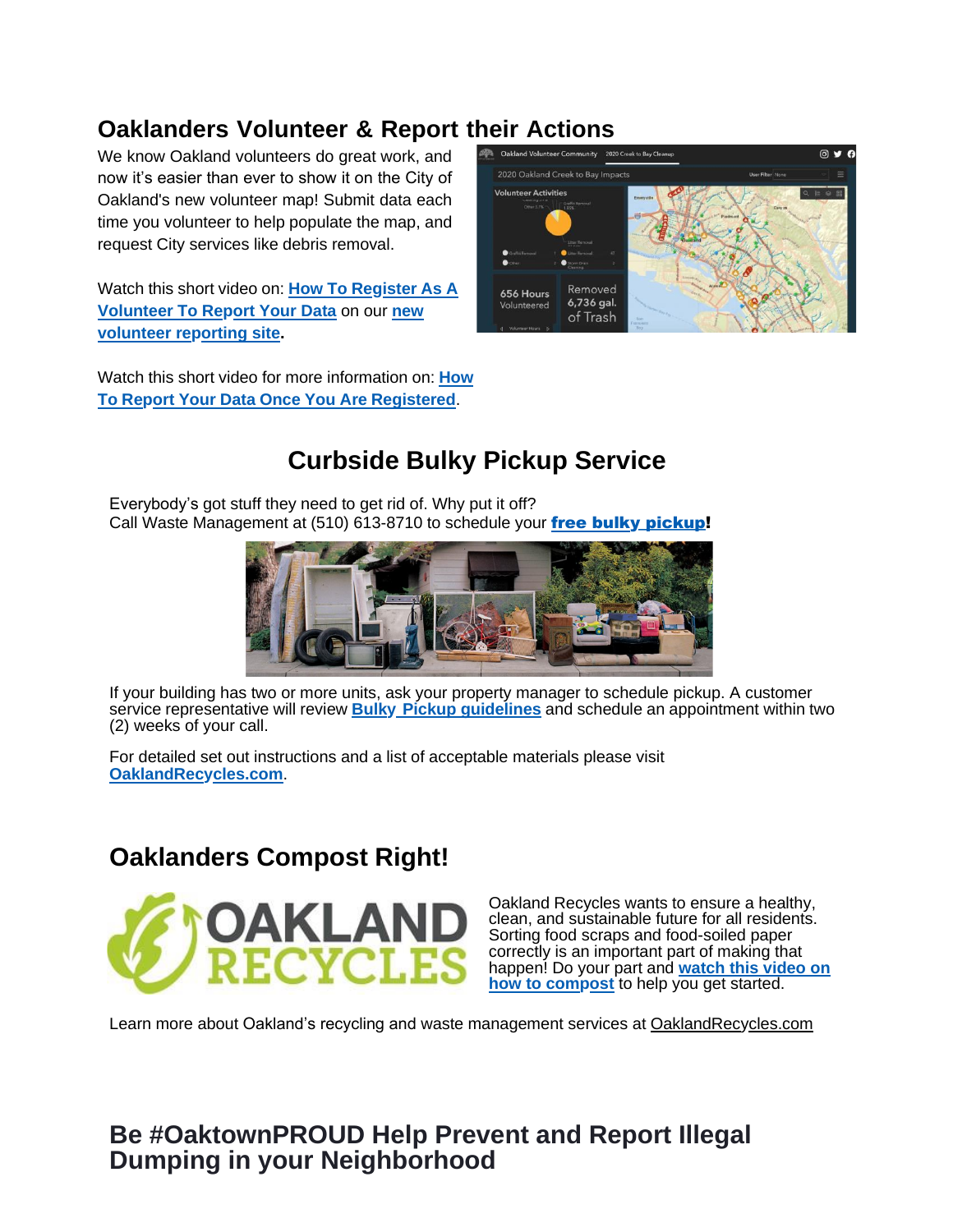## Oaklanders Volunteer & Report their Actions

We know Oakland volunteers do great work, and now it's easier than ever to show it on the City of Oakland's new volunteer map! Submit data each time you volunteer to help populate the map, and request City services like debris removal.

Watch this short video on: **How To Register As A Volunteer To Report Your Data** on our **new volunteer reporting site**.

Watch this short video for more information on: **How To Report Your Data Once You Are Registered**.

## Curbside Bulky Pickup Service

Everybody's got stuff they need to get rid of. Why put it off?
Call Waste Management at (510) 613-8710 to schedule your **free bulky pickup**!

If your building has two or more units, ask your property manager to schedule pickup. A customer service representative will review **Bulky Pickup guidelines** and schedule an appointment within two (2) weeks of your call.

For detailed set out instructions and a list of acceptable materials please visit **OaklandRecycles.com**.

## Oaklanders Compost Right!

Oakland Recycles wants to ensure a healthy, clean, and sustainable future for all residents. Sorting food scraps and food-soiled paper correctly is an important part of making that happen! Do your part and **watch this video on how to compost** to help you get started.

Learn more about Oakland's recycling and waste management services at OaklandRecycles.com

## Be #OaktownPROUD Help Prevent and Report Illegal Dumping in your Neighborhood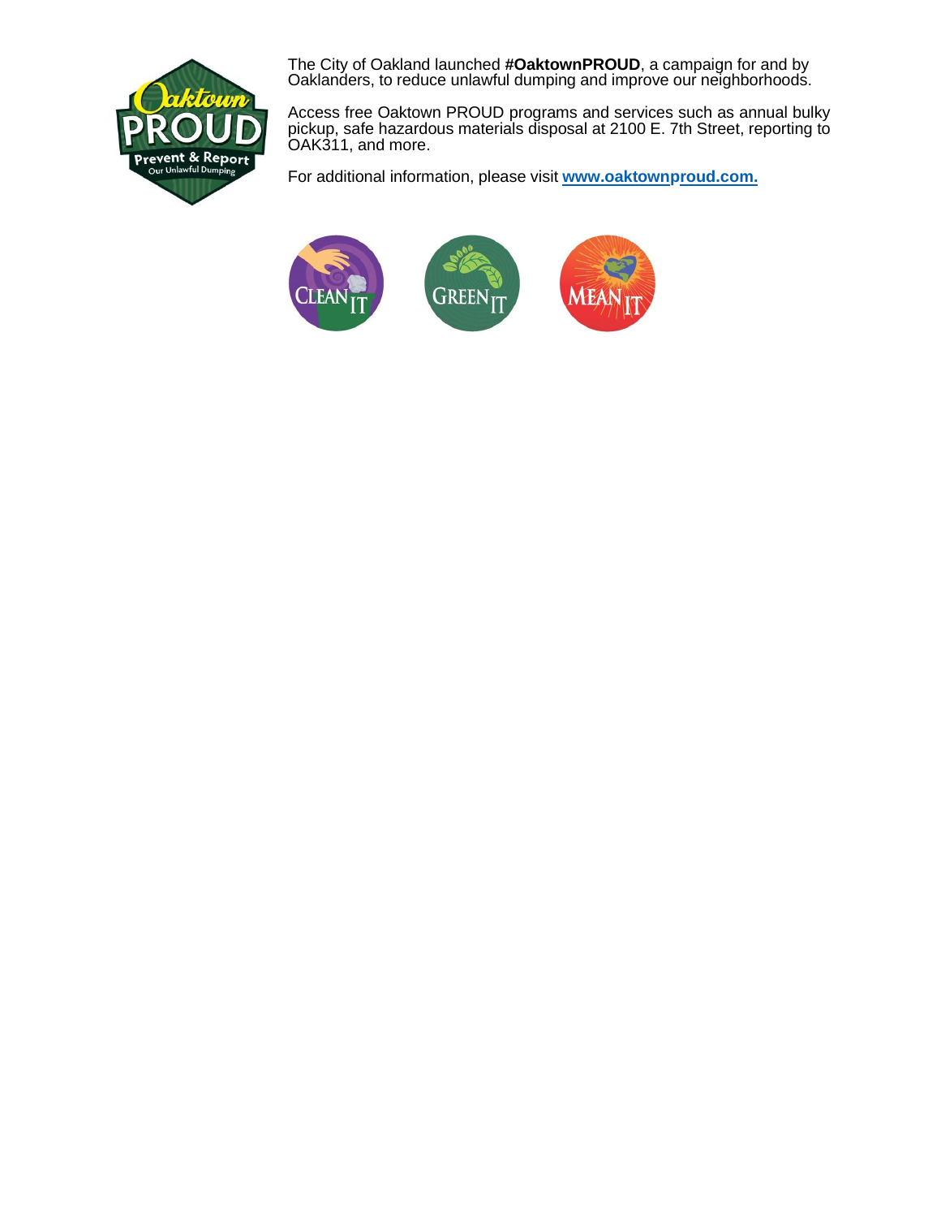The City of Oakland launched **#OaktownPROUD**, a campaign for and by Oaklanders, to reduce unlawful dumping and improve our neighborhoods.

Access free Oaktown PROUD programs and services such as annual bulky pickup, safe hazardous materials disposal at 2100 E. 7th Street, reporting to OAK311, and more.

For additional information, please visit **www.oaktownproud.com.**